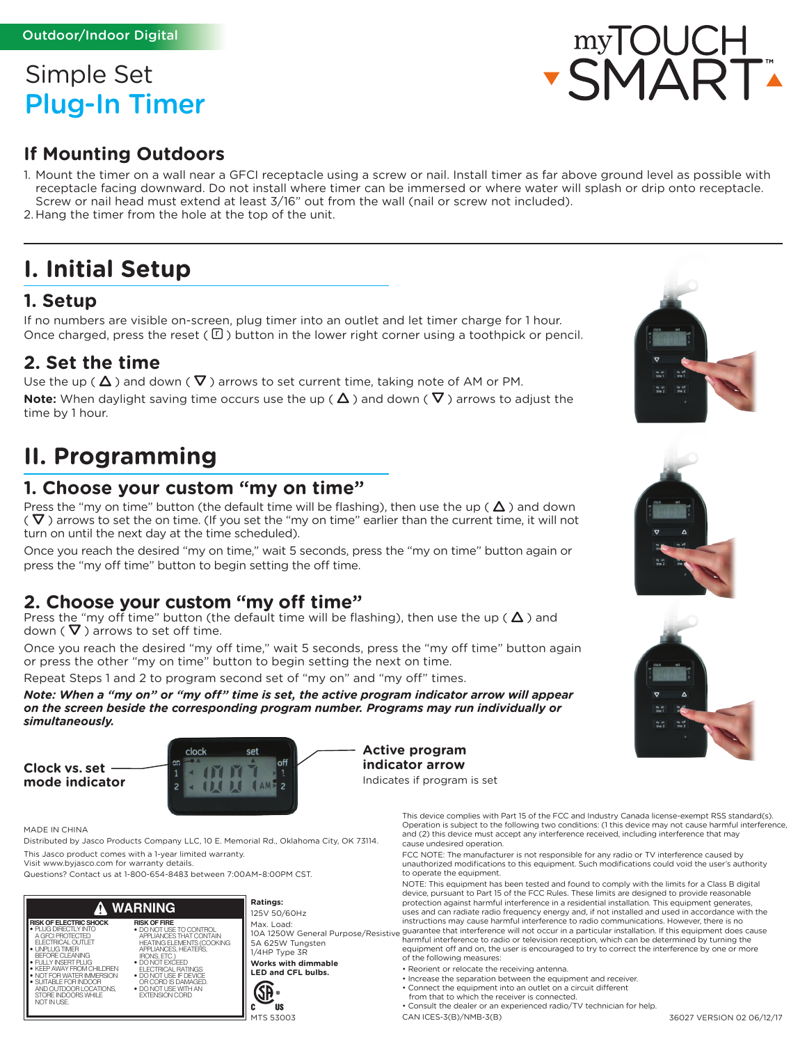Outdoor/Indoor Digital

# Simple Set Plug-In Timer

myTOUCH SMART™

## If Mounting Outdoors

1. Mount the timer on a wall near a GFCI receptacle using a screw or nail. Install timer as far above ground level as possible with receptacle facing downward. Do not install where timer can be immersed or where water will splash or drip onto receptacle. Screw or nail head must extend at least 3/16" out from the wall (nail or screw not included).
2. Hang the timer from the hole at the top of the unit.

# I. Initial Setup

## 1. Setup

If no numbers are visible on-screen, plug timer into an outlet and let timer charge for 1 hour. Once charged, press the reset ( r ) button in the lower right corner using a toothpick or pencil.

## 2. Set the time

Use the up ( △ ) and down ( ▽ ) arrows to set current time, taking note of AM or PM.

**Note:** When daylight saving time occurs use the up ( △ ) and down ( ▽ ) arrows to adjust the time by 1 hour.

# II. Programming

## 1. Choose your custom "my on time"

Press the "my on time" button (the default time will be flashing), then use the up ( △ ) and down ( ▽ ) arrows to set the on time. (If you set the "my on time" earlier than the current time, it will not turn on until the next day at the time scheduled).

Once you reach the desired "my on time," wait 5 seconds, press the "my on time" button again or press the "my off time" button to begin setting the off time.

## 2. Choose your custom "my off time"

Press the "my off time" button (the default time will be flashing), then use the up ( △ ) and down ( ▽ ) arrows to set off time.

Once you reach the desired "my off time," wait 5 seconds, press the "my off time" button again or press the other "my on time" button to begin setting the next on time.

Repeat Steps 1 and 2 to program second set of "my on" and "my off" times.

***Note: When a "my on" or "my off" time is set, the active program indicator arrow will appear on the screen beside the corresponding program number. Programs may run individually or simultaneously.***

**Clock vs. set mode indicator**

**Active program indicator arrow**
Indicates if program is set

MADE IN CHINA

Distributed by Jasco Products Company LLC, 10 E. Memorial Rd., Oklahoma City, OK 73114.

This Jasco product comes with a 1-year limited warranty.
Visit www.byjasco.com for warranty details.

Questions? Contact us at 1-800-654-8483 between 7:00AM-8:00PM CST.

**⚠ WARNING**

**RISK OF ELECTRIC SHOCK**
- PLUG DIRECTLY INTO A GFCI PROTECTED ELECTRICAL OUTLET
- UNPLUG TIMER BEFORE CLEANING
- FULLY INSERT PLUG
- KEEP AWAY FROM CHILDREN
- NOT FOR WATER IMMERSION
- SUITABLE FOR INDOOR AND OUTDOOR LOCATIONS, STORE INDOORS WHILE NOT IN USE.

**RISK OF FIRE**
- DO NOT USE TO CONTROL APPLIANCES THAT CONTAIN HEATING ELEMENTS (COOKING APPLIANCES, HEATERS, IRONS, ETC.)
- DO NOT EXCEED ELECTRICAL RATINGS
- DO NOT USE IF DEVICE OR CORD IS DAMAGED.
- DO NOT USE WITH AN EXTENSION CORD

**Ratings:**
125V 50/60Hz
Max. Load:
10A 1250W General Purpose/Resistive
5A 625W Tungsten
1/4HP Type 3R

**Works with dimmable LED and CFL bulbs.**

C SP US
MTS 53003

This device complies with Part 15 of the FCC and Industry Canada license-exempt RSS standard(s). Operation is subject to the following two conditions: (1) this device may not cause harmful interference, and (2) this device must accept any interference received, including interference that may cause undesired operation.

FCC NOTE: The manufacturer is not responsible for any radio or TV interference caused by unauthorized modifications to this equipment. Such modifications could void the user's authority to operate the equipment.

NOTE: This equipment has been tested and found to comply with the limits for a Class B digital device, pursuant to Part 15 of the FCC Rules. These limits are designed to provide reasonable protection against harmful interference in a residential installation. This equipment generates, uses and can radiate radio frequency energy and, if not installed and used in accordance with the instructions may cause harmful interference to radio communications. However, there is no guarantee that interference will not occur in a particular installation. If this equipment does cause harmful interference to radio or television reception, which can be determined by turning the equipment off and on, the user is encouraged to try to correct the interference by one or more of the following measures:

- Reorient or relocate the receiving antenna.
- Increase the separation between the equipment and receiver.
- Connect the equipment into an outlet on a circuit different from that to which the receiver is connected.
- Consult the dealer or an experienced radio/TV technician for help.

CAN ICES-3(B)/NMB-3(B)

36027 VERSION 02 06/12/17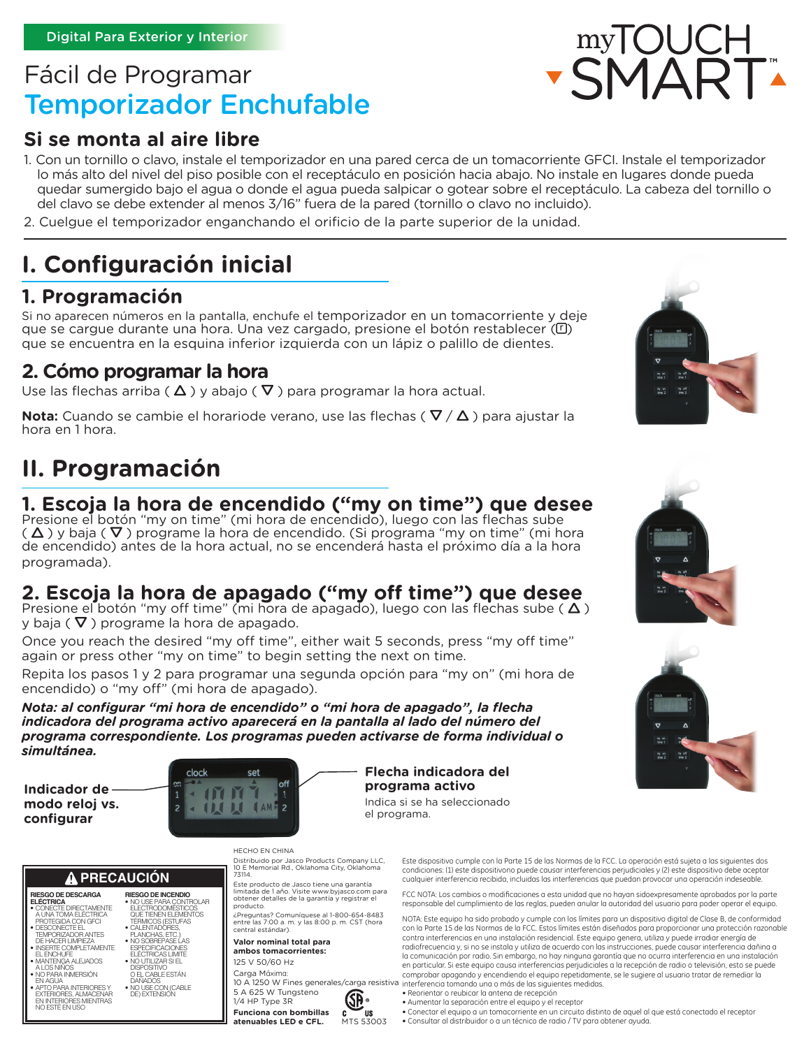Digital Para Exterior y Interior

# Fácil de Programar
# Temporizador Enchufable

myTOUCH SMART™

## Si se monta al aire libre

1. Con un tornillo o clavo, instale el temporizador en una pared cerca de un tomacorriente GFCI. Instale el temporizador lo más alto del nivel del piso posible con el receptáculo en posición hacia abajo. No instale en lugares donde pueda quedar sumergido bajo el agua o donde el agua pueda salpicar o gotear sobre el receptáculo. La cabeza del tornillo o del clavo se debe extender al menos 3/16" fuera de la pared (tornillo o clavo no incluido).
2. Cuelgue el temporizador enganchando el orificio de la parte superior de la unidad.

# I. Configuración inicial

## 1. Programación

Si no aparecen números en la pantalla, enchufe el temporizador en un tomacorriente y deje que se cargue durante una hora. Una vez cargado, presione el botón restablecer (r) que se encuentra en la esquina inferior izquierda con un lápiz o palillo de dientes.

## 2. Cómo programar la hora

Use las flechas arriba ( △ ) y abajo ( ▽ ) para programar la hora actual.

**Nota:** Cuando se cambie el horariode verano, use las flechas ( ▽ / △ ) para ajustar la hora en 1 hora.

# II. Programación

## 1. Escoja la hora de encendido ("my on time") que desee

Presione el botón "my on time" (mi hora de encendido), luego con las flechas sube ( △ ) y baja ( ▽ ) programe la hora de encendido. (Si programa "my on time" (mi hora de encendido) antes de la hora actual, no se encenderá hasta el próximo día a la hora programada).

## 2. Escoja la hora de apagado ("my off time") que desee

Presione el botón "my off time" (mi hora de apagado), luego con las flechas sube ( △ ) y baja ( ▽ ) programe la hora de apagado.

Once you reach the desired "my off time", either wait 5 seconds, press "my off time" again or press other "my on time" to begin setting the next on time.

Repita los pasos 1 y 2 para programar una segunda opción para "my on" (mi hora de encendido) o "my off" (mi hora de apagado).

***Nota: al configurar "mi hora de encendido" o "mi hora de apagado", la flecha indicadora del programa activo aparecerá en la pantalla al lado del número del programa correspondiente. Los programas pueden activarse de forma individual o simultánea.***

**Indicador de modo reloj vs. configurar**

clock set on off 1 2 AM

**Flecha indicadora del programa activo**
Indica si se ha seleccionado el programa.

### ⚠ PRECAUCIÓN

**RIESGO DE DESCARGA ELÉCTRICA**
- CONECTE DIRECTAMENTE A UNA TOMA ELÉCTRICA PROTEGIDA CON GFCI
- DESCONECTE EL TEMPORIZADOR ANTES DE HACER LIMPIEZA
- INSERTE COMPLETAMENTE EL ENCHUFE
- MANTENGA ALEJADOS A LOS NIÑOS
- NO PARA INMERSIÓN EN AGUA
- APTO PARA INTERIORES Y EXTERIORES, ALMACENAR EN INTERIORES MIENTRAS NO ESTÉ EN USO

**RIESGO DE INCENDIO**
- NO USE PARA CONTROLAR ELECTRODOMÉSTICOS QUE TIENEN ELEMENTOS TÉRMICOS (ESTUFAS
- CALENTADORES, PLANCHAS, ETC.)
- NO SOBREPASE LAS ESPECIFICACIONES ELÉCTRICAS LÍMITE
- NO UTILIZAR SI EL DISPOSITIVO O EL CABLE ESTÁN DAÑADOS
- NO USE CON (CABLE DE) EXTENSIÓN

HECHO EN CHINA

Distribuido por Jasco Products Company LLC, 10 E Memorial Rd., Oklahoma City, Oklahoma 73114.

Este producto de Jasco tiene una garantía limitada de 1 año. Visite www.byjasco.com para obtener detalles de la garantía y registrar el producto.

¿Preguntas? Comuníquese al 1-800-654-8483 entre las 7:00 a. m. y las 8:00 p. m. CST (hora central estándar).

**Valor nominal total para ambos tomacorrientes:**

125 V 50/60 Hz

Carga Máxima:
10 A 1250 W Fines generales/carga resistiva
5 A 625 W Tungsteno
1/4 HP Type 3R

**Funciona con bombillas atenuables LED e CFL.**

C US
MTS 53003

Este dispositivo cumple con la Parte 15 de las Normas de la FCC. La operación está sujeta a las siguientes dos condiciones: (1) este dispositivono puede causar interferencias perjudiciales y (2) este dispositivo debe aceptar cualquier interferencia recibida, incluidas las interferencias que puedan provocar una operación indeseable.

FCC NOTA: Los cambios o modificaciones a esta unidad que no hayan sidoexpresamente aprobados por la parte responsable del cumplimiento de las reglas, pueden anular la autoridad del usuario para poder operar el equipo.

NOTA: Este equipo ha sido probado y cumple con los límites para un dispositivo digital de Clase B, de conformidad con la Parte 15 de las Normas de la FCC. Estos límites están diseñados para proporcionar una protección razonable contra interferencias en una instalación residencial. Este equipo genera, utiliza y puede irradiar energía de radiofrecuencia y, si no se instala y utiliza de acuerdo con las instrucciones, puede causar interferencia dañina a la comunicación por radio. Sin embargo, no hay ninguna garantía que no ocurra interferencia en una instalación en particular. Si este equipo causa interferencias perjudiciales a la recepción de radio o televisión, esto se puede comprobar apagando y encendiendo el equipo repetidamente, se le sugiere al usuario tratar de remediar la interferencia tomando una o más de las siguientes medidas.
- Reorientar o reubicar la antena de recepción
- Aumentar la separación entre el equipo y el receptor
- Conectar el equipo a un tomacorriente en un circuito distinto de aquel al que está conectado el receptor
- Consultar al distribuidor o a un técnico de radio / TV para obtener ayuda.